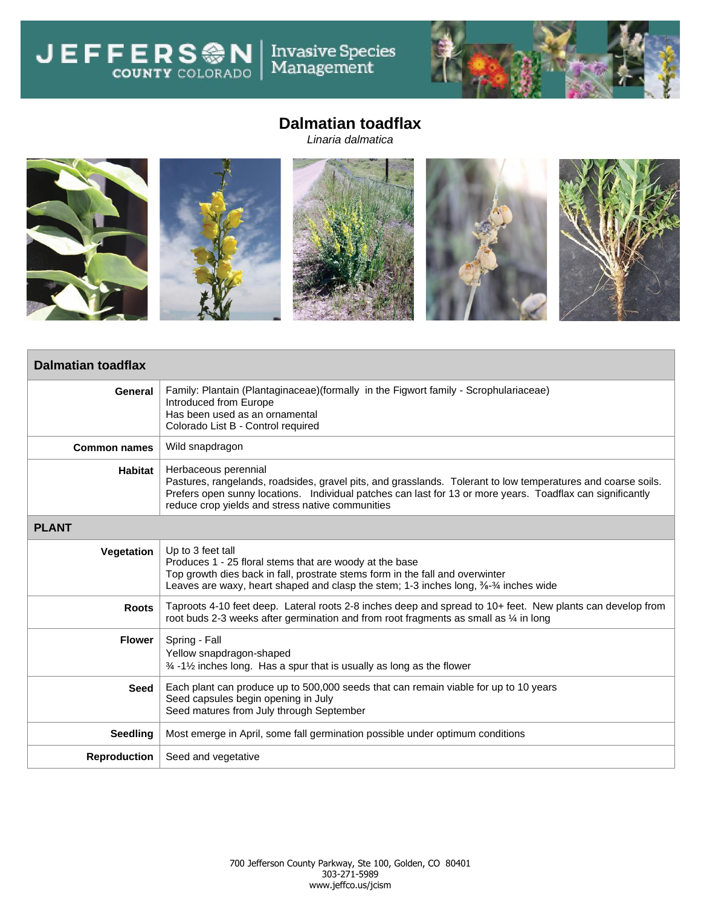Jefferson County Colorado Invasive Species Management

# Dalmatian toadflax

*Linaria dalmatica*

| Dalmatian toadflax | |
|---|---|
| **General** | Family: Plantain (Plantaginaceae)(formally in the Figwort family - Scrophulariaceae)<br>Introduced from Europe<br>Has been used as an ornamental<br>Colorado List B - Control required |
| **Common names** | Wild snapdragon |
| **Habitat** | Herbaceous perennial<br>Pastures, rangelands, roadsides, gravel pits, and grasslands. Tolerant to low temperatures and coarse soils. Prefers open sunny locations. Individual patches can last for 13 or more years. Toadflax can significantly reduce crop yields and stress native communities |
| **PLANT** | |
| **Vegetation** | Up to 3 feet tall<br>Produces 1 - 25 floral stems that are woody at the base<br>Top growth dies back in fall, prostrate stems form in the fall and overwinter<br>Leaves are waxy, heart shaped and clasp the stem; 1-3 inches long, ⅜-¾ inches wide |
| **Roots** | Taproots 4-10 feet deep. Lateral roots 2-8 inches deep and spread to 10+ feet. New plants can develop from root buds 2-3 weeks after germination and from root fragments as small as ¼ in long |
| **Flower** | Spring - Fall<br>Yellow snapdragon-shaped<br>¾ -1½ inches long. Has a spur that is usually as long as the flower |
| **Seed** | Each plant can produce up to 500,000 seeds that can remain viable for up to 10 years<br>Seed capsules begin opening in July<br>Seed matures from July through September |
| **Seedling** | Most emerge in April, some fall germination possible under optimum conditions |
| **Reproduction** | Seed and vegetative |

700 Jefferson County Parkway, Ste 100, Golden, CO 80401
303-271-5989
www.jeffco.us/jcism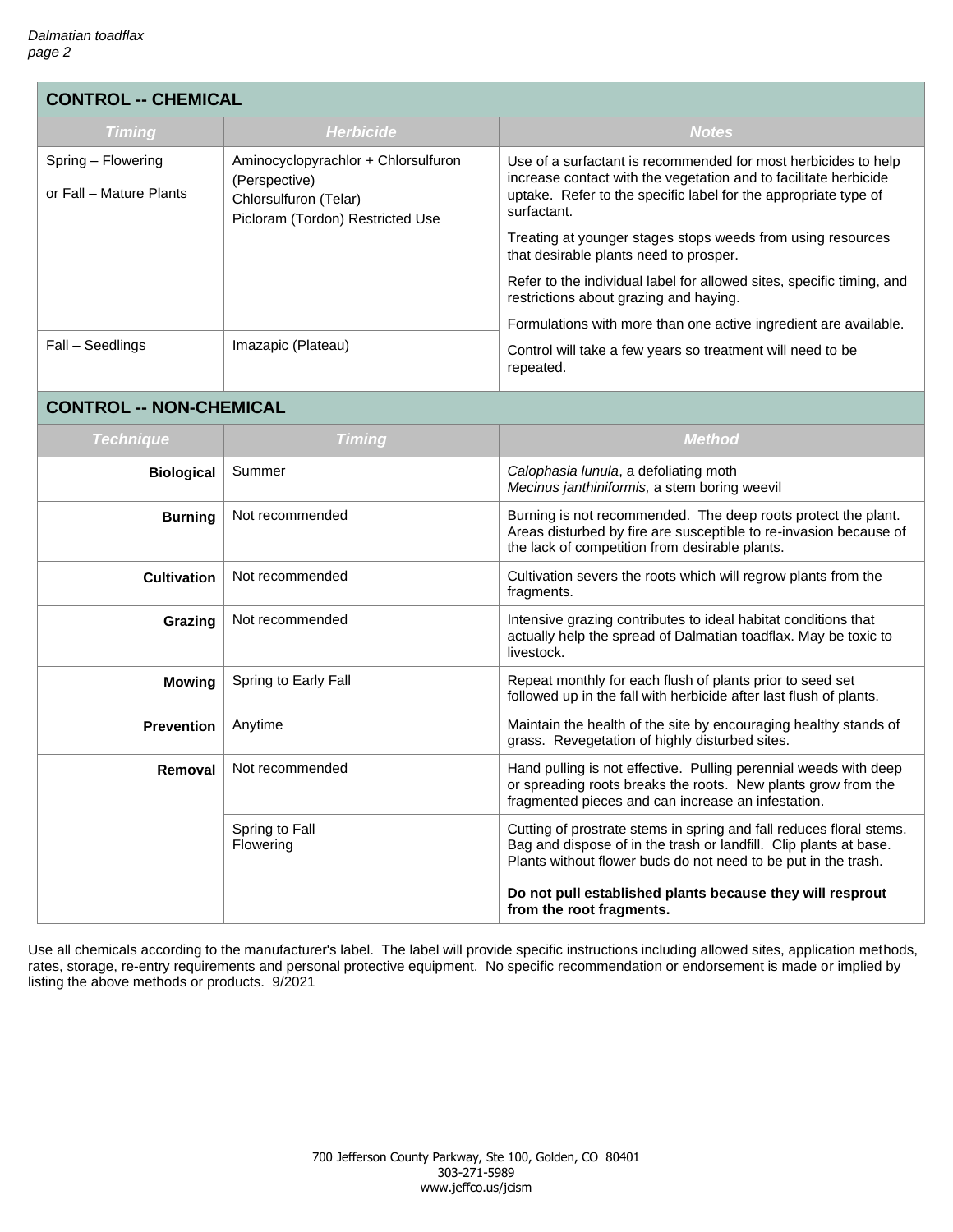## CONTROL -- CHEMICAL

| Timing | Herbicide | Notes |
| --- | --- | --- |
| Spring – Flowering<br>or Fall – Mature Plants | Aminocyclopyrachlor + Chlorsulfuron (Perspective)<br>Chlorsulfuron (Telar)<br>Picloram (Tordon) Restricted Use | Use of a surfactant is recommended for most herbicides to help increase contact with the vegetation and to facilitate herbicide uptake. Refer to the specific label for the appropriate type of surfactant.<br>Treating at younger stages stops weeds from using resources that desirable plants need to prosper.<br>Refer to the individual label for allowed sites, specific timing, and restrictions about grazing and haying.<br>Formulations with more than one active ingredient are available. |
| Fall – Seedlings | Imazapic (Plateau) | Control will take a few years so treatment will need to be repeated. |

## CONTROL -- NON-CHEMICAL

| Technique | Timing | Method |
| --- | --- | --- |
| **Biological** | Summer | *Calophasia lunula*, a defoliating moth<br>*Mecinus janthiniformis,* a stem boring weevil |
| **Burning** | Not recommended | Burning is not recommended. The deep roots protect the plant. Areas disturbed by fire are susceptible to re-invasion because of the lack of competition from desirable plants. |
| **Cultivation** | Not recommended | Cultivation severs the roots which will regrow plants from the fragments. |
| **Grazing** | Not recommended | Intensive grazing contributes to ideal habitat conditions that actually help the spread of Dalmatian toadflax. May be toxic to livestock. |
| **Mowing** | Spring to Early Fall | Repeat monthly for each flush of plants prior to seed set followed up in the fall with herbicide after last flush of plants. |
| **Prevention** | Anytime | Maintain the health of the site by encouraging healthy stands of grass. Revegetation of highly disturbed sites. |
| **Removal** | Not recommended | Hand pulling is not effective. Pulling perennial weeds with deep or spreading roots breaks the roots. New plants grow from the fragmented pieces and can increase an infestation. |
| | Spring to Fall<br>Flowering | Cutting of prostrate stems in spring and fall reduces floral stems. Bag and dispose of in the trash or landfill. Clip plants at base. Plants without flower buds do not need to be put in the trash.<br>**Do not pull established plants because they will resprout from the root fragments.** |

Use all chemicals according to the manufacturer's label. The label will provide specific instructions including allowed sites, application methods, rates, storage, re-entry requirements and personal protective equipment. No specific recommendation or endorsement is made or implied by listing the above methods or products. 9/2021

700 Jefferson County Parkway, Ste 100, Golden, CO 80401
303-271-5989
www.jeffco.us/jcism